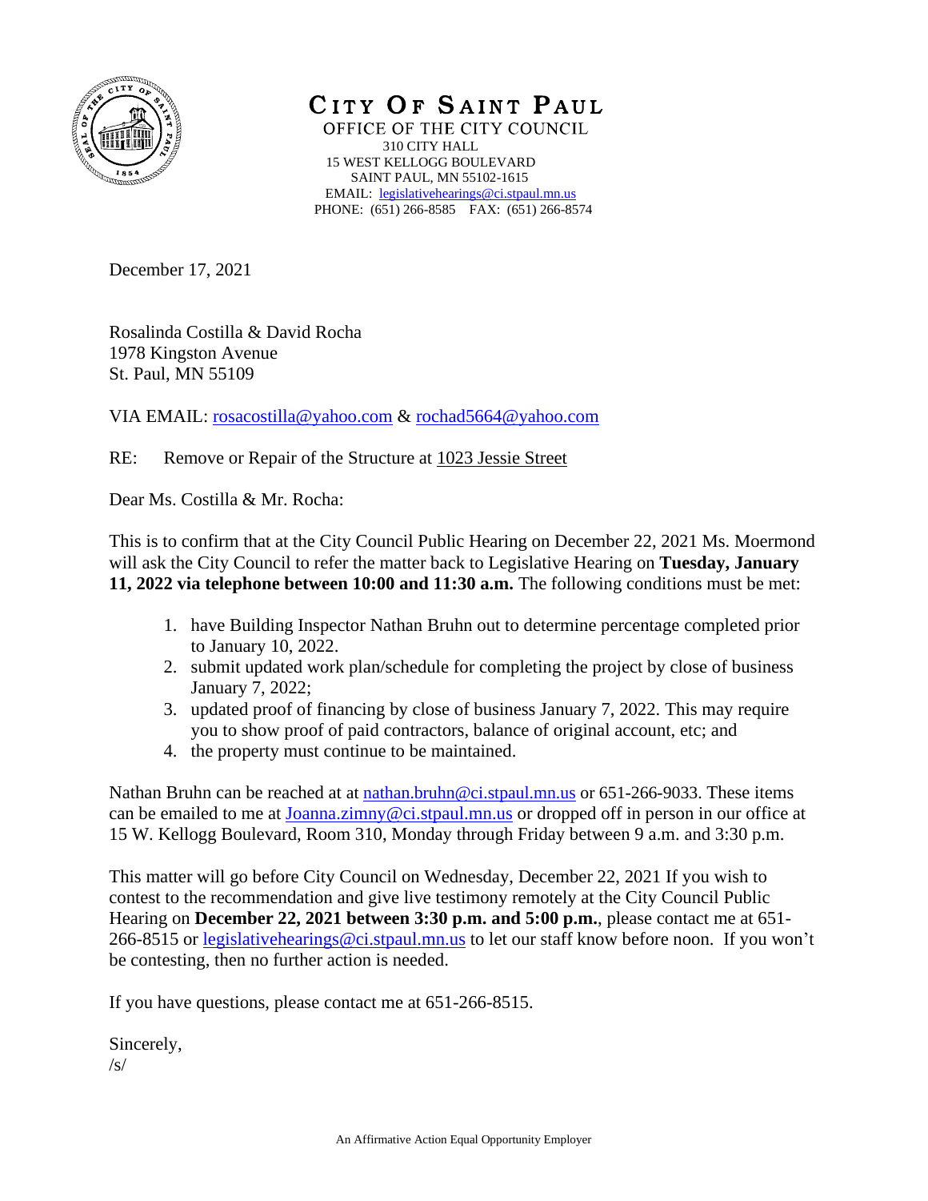# CITY OF SAINT PAUL

OFFICE OF THE CITY COUNCIL
310 CITY HALL
15 WEST KELLOGG BOULEVARD
SAINT PAUL, MN 55102-1615
EMAIL: legislativehearings@ci.stpaul.mn.us
PHONE: (651) 266-8585 FAX: (651) 266-8574

December 17, 2021

Rosalinda Costilla & David Rocha
1978 Kingston Avenue
St. Paul, MN 55109

VIA EMAIL: rosacostilla@yahoo.com & rochad5664@yahoo.com

RE: Remove or Repair of the Structure at 1023 Jessie Street

Dear Ms. Costilla & Mr. Rocha:

This is to confirm that at the City Council Public Hearing on December 22, 2021 Ms. Moermond will ask the City Council to refer the matter back to Legislative Hearing on **Tuesday, January 11, 2022 via telephone between 10:00 and 11:30 a.m.** The following conditions must be met:

1. have Building Inspector Nathan Bruhn out to determine percentage completed prior to January 10, 2022.
2. submit updated work plan/schedule for completing the project by close of business January 7, 2022;
3. updated proof of financing by close of business January 7, 2022. This may require you to show proof of paid contractors, balance of original account, etc; and
4. the property must continue to be maintained.

Nathan Bruhn can be reached at at nathan.bruhn@ci.stpaul.mn.us or 651-266-9033. These items can be emailed to me at Joanna.zimny@ci.stpaul.mn.us or dropped off in person in our office at 15 W. Kellogg Boulevard, Room 310, Monday through Friday between 9 a.m. and 3:30 p.m.

This matter will go before City Council on Wednesday, December 22, 2021 If you wish to contest to the recommendation and give live testimony remotely at the City Council Public Hearing on **December 22, 2021 between 3:30 p.m. and 5:00 p.m.**, please contact me at 651-266-8515 or legislativehearings@ci.stpaul.mn.us to let our staff know before noon. If you won't be contesting, then no further action is needed.

If you have questions, please contact me at 651-266-8515.

Sincerely,
/s/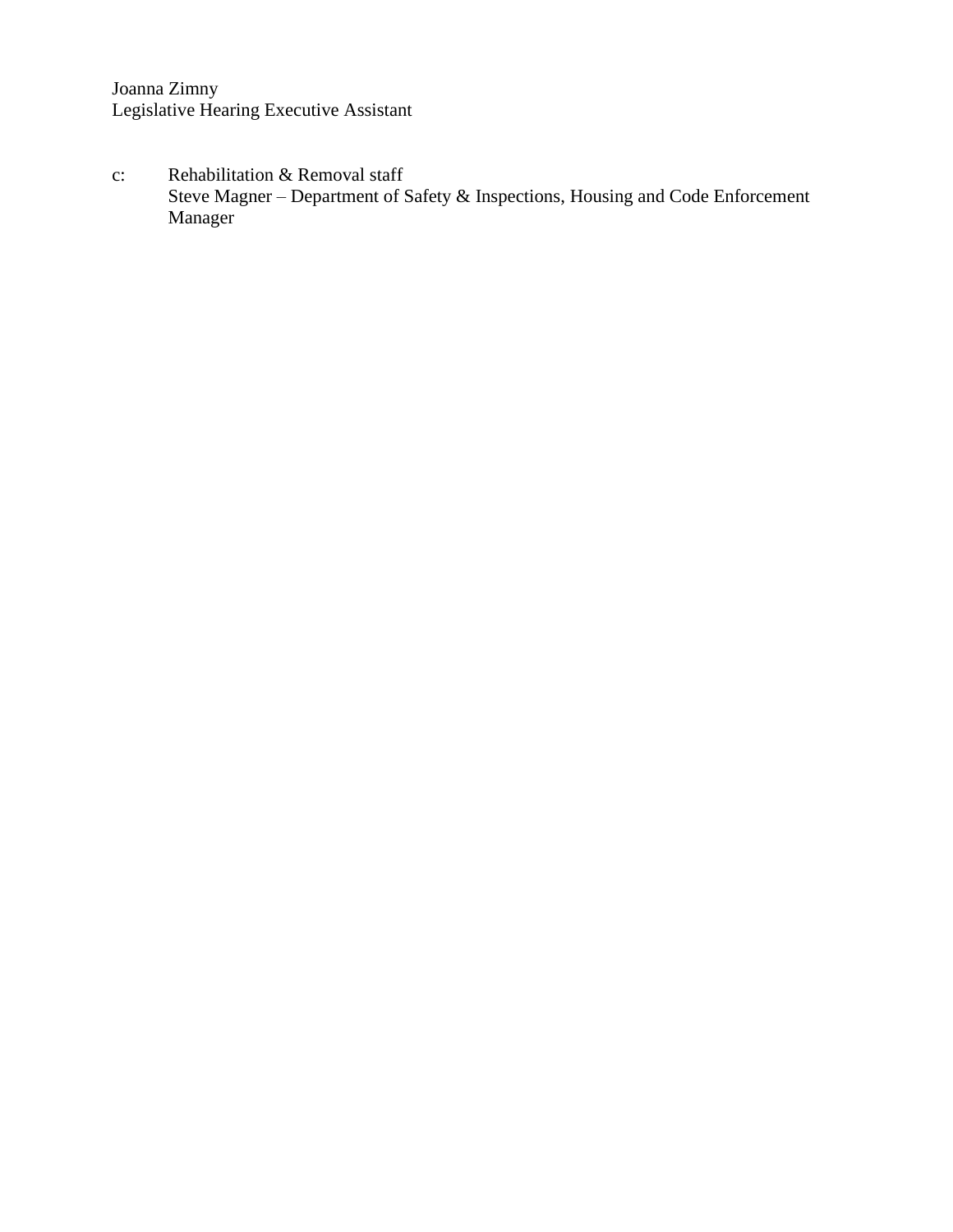Joanna Zimny  
Legislative Hearing Executive Assistant

c: Rehabilitation & Removal staff  
Steve Magner – Department of Safety & Inspections, Housing and Code Enforcement Manager